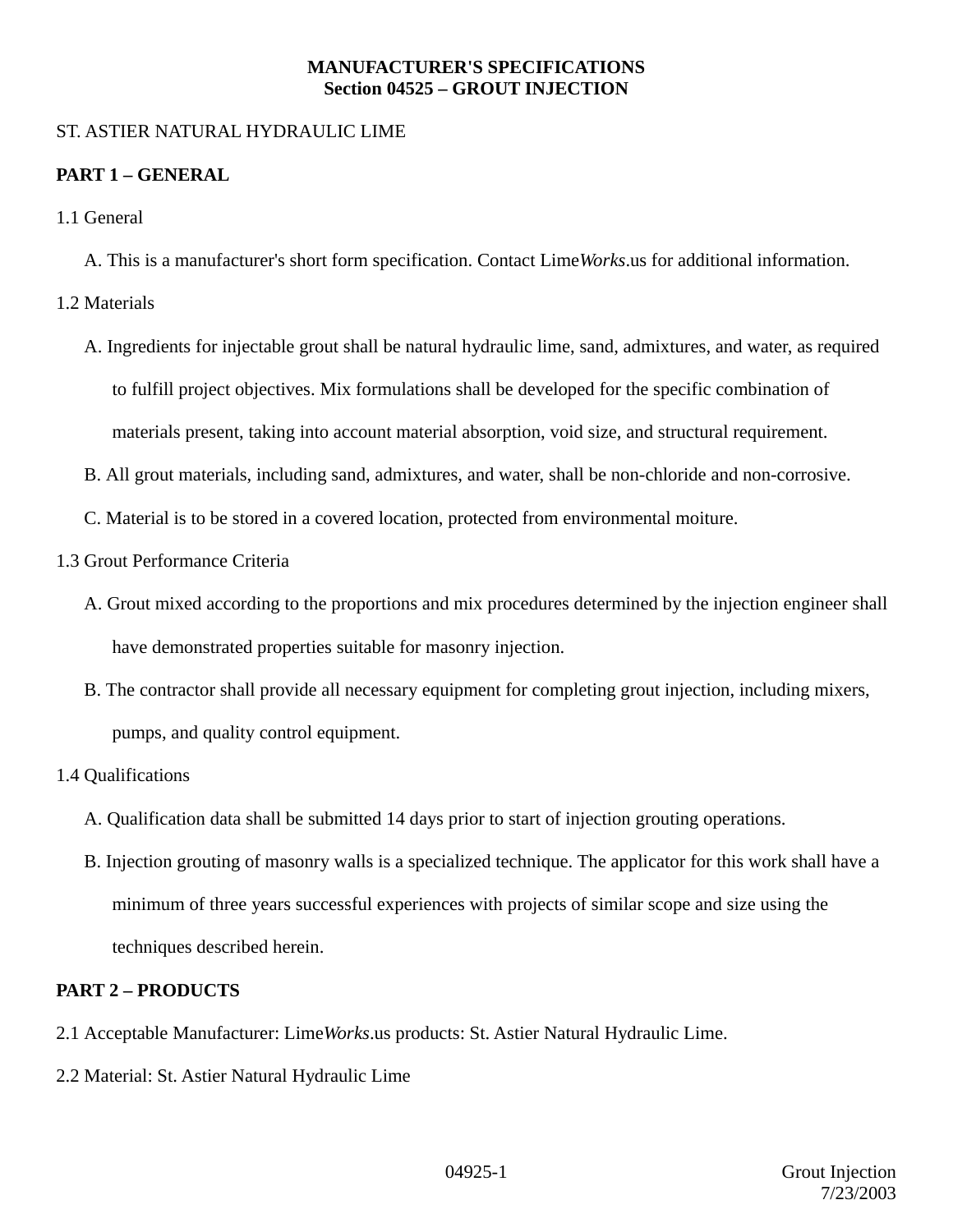# MANUFACTURER'S SPECIFICATIONS
## Section 04525 – GROUT INJECTION

ST. ASTIER NATURAL HYDRAULIC LIME

**PART 1 – GENERAL**

1.1 General

A. This is a manufacturer's short form specification. Contact Lime*Works*.us for additional information.

1.2 Materials

A. Ingredients for injectable grout shall be natural hydraulic lime, sand, admixtures, and water, as required to fulfill project objectives. Mix formulations shall be developed for the specific combination of materials present, taking into account material absorption, void size, and structural requirement.

B. All grout materials, including sand, admixtures, and water, shall be non-chloride and non-corrosive.

C. Material is to be stored in a covered location, protected from environmental moiture.

1.3 Grout Performance Criteria

A. Grout mixed according to the proportions and mix procedures determined by the injection engineer shall have demonstrated properties suitable for masonry injection.

B. The contractor shall provide all necessary equipment for completing grout injection, including mixers, pumps, and quality control equipment.

1.4 Qualifications

A. Qualification data shall be submitted 14 days prior to start of injection grouting operations.

B. Injection grouting of masonry walls is a specialized technique. The applicator for this work shall have a minimum of three years successful experiences with projects of similar scope and size using the techniques described herein.

**PART 2 – PRODUCTS**

2.1 Acceptable Manufacturer: Lime*Works*.us products: St. Astier Natural Hydraulic Lime.

2.2 Material: St. Astier Natural Hydraulic Lime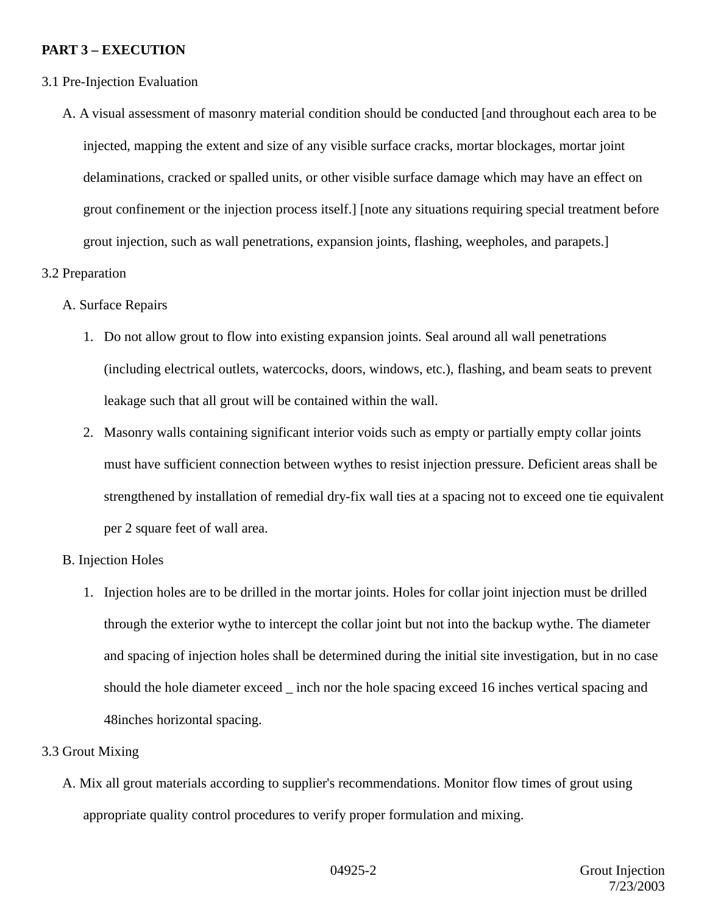**PART 3 – EXECUTION**

3.1 Pre-Injection Evaluation

A. A visual assessment of masonry material condition should be conducted [and throughout each area to be injected, mapping the extent and size of any visible surface cracks, mortar blockages, mortar joint delaminations, cracked or spalled units, or other visible surface damage which may have an effect on grout confinement or the injection process itself.] [note any situations requiring special treatment before grout injection, such as wall penetrations, expansion joints, flashing, weepholes, and parapets.]

3.2 Preparation

A. Surface Repairs

1. Do not allow grout to flow into existing expansion joints. Seal around all wall penetrations (including electrical outlets, watercocks, doors, windows, etc.), flashing, and beam seats to prevent leakage such that all grout will be contained within the wall.
2. Masonry walls containing significant interior voids such as empty or partially empty collar joints must have sufficient connection between wythes to resist injection pressure. Deficient areas shall be strengthened by installation of remedial dry-fix wall ties at a spacing not to exceed one tie equivalent per 2 square feet of wall area.

B. Injection Holes

1. Injection holes are to be drilled in the mortar joints. Holes for collar joint injection must be drilled through the exterior wythe to intercept the collar joint but not into the backup wythe. The diameter and spacing of injection holes shall be determined during the initial site investigation, but in no case should the hole diameter exceed _ inch nor the hole spacing exceed 16 inches vertical spacing and 48inches horizontal spacing.

3.3 Grout Mixing

A. Mix all grout materials according to supplier's recommendations. Monitor flow times of grout using appropriate quality control procedures to verify proper formulation and mixing.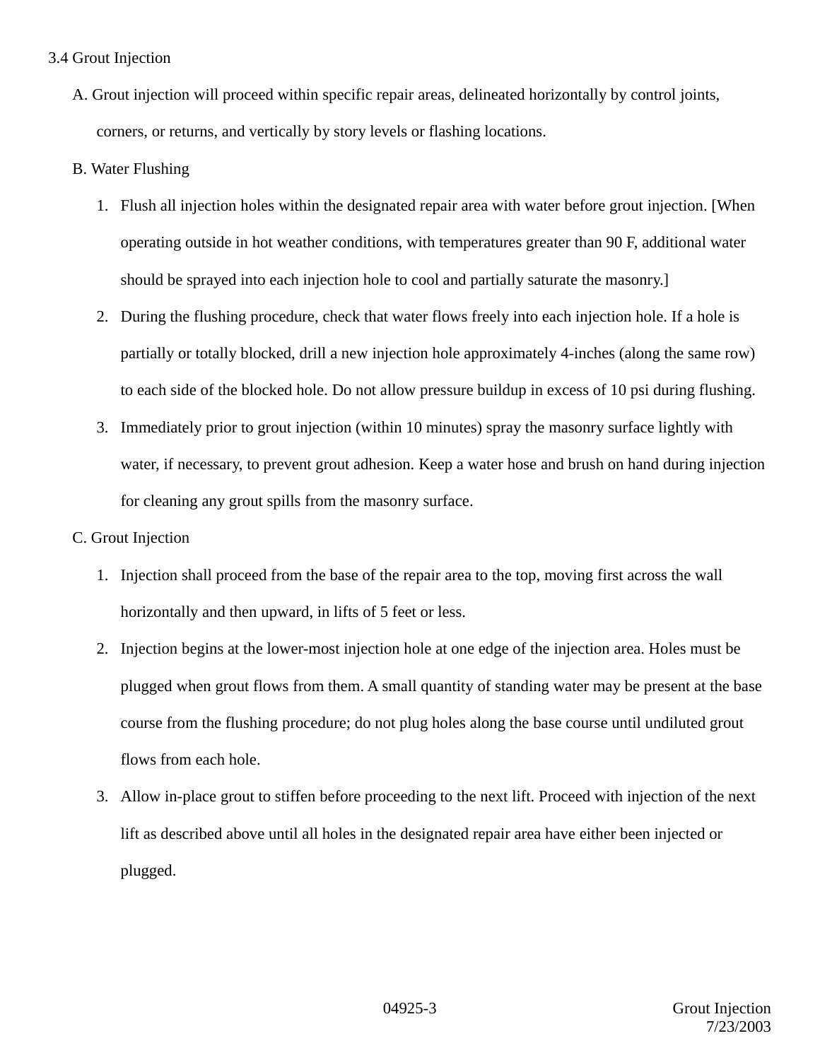### 3.4 Grout Injection

A. Grout injection will proceed within specific repair areas, delineated horizontally by control joints, corners, or returns, and vertically by story levels or flashing locations.

B. Water Flushing

1. Flush all injection holes within the designated repair area with water before grout injection. [When operating outside in hot weather conditions, with temperatures greater than 90 F, additional water should be sprayed into each injection hole to cool and partially saturate the masonry.]
2. During the flushing procedure, check that water flows freely into each injection hole. If a hole is partially or totally blocked, drill a new injection hole approximately 4-inches (along the same row) to each side of the blocked hole. Do not allow pressure buildup in excess of 10 psi during flushing.
3. Immediately prior to grout injection (within 10 minutes) spray the masonry surface lightly with water, if necessary, to prevent grout adhesion. Keep a water hose and brush on hand during injection for cleaning any grout spills from the masonry surface.

C. Grout Injection

1. Injection shall proceed from the base of the repair area to the top, moving first across the wall horizontally and then upward, in lifts of 5 feet or less.
2. Injection begins at the lower-most injection hole at one edge of the injection area. Holes must be plugged when grout flows from them. A small quantity of standing water may be present at the base course from the flushing procedure; do not plug holes along the base course until undiluted grout flows from each hole.
3. Allow in-place grout to stiffen before proceeding to the next lift. Proceed with injection of the next lift as described above until all holes in the designated repair area have either been injected or plugged.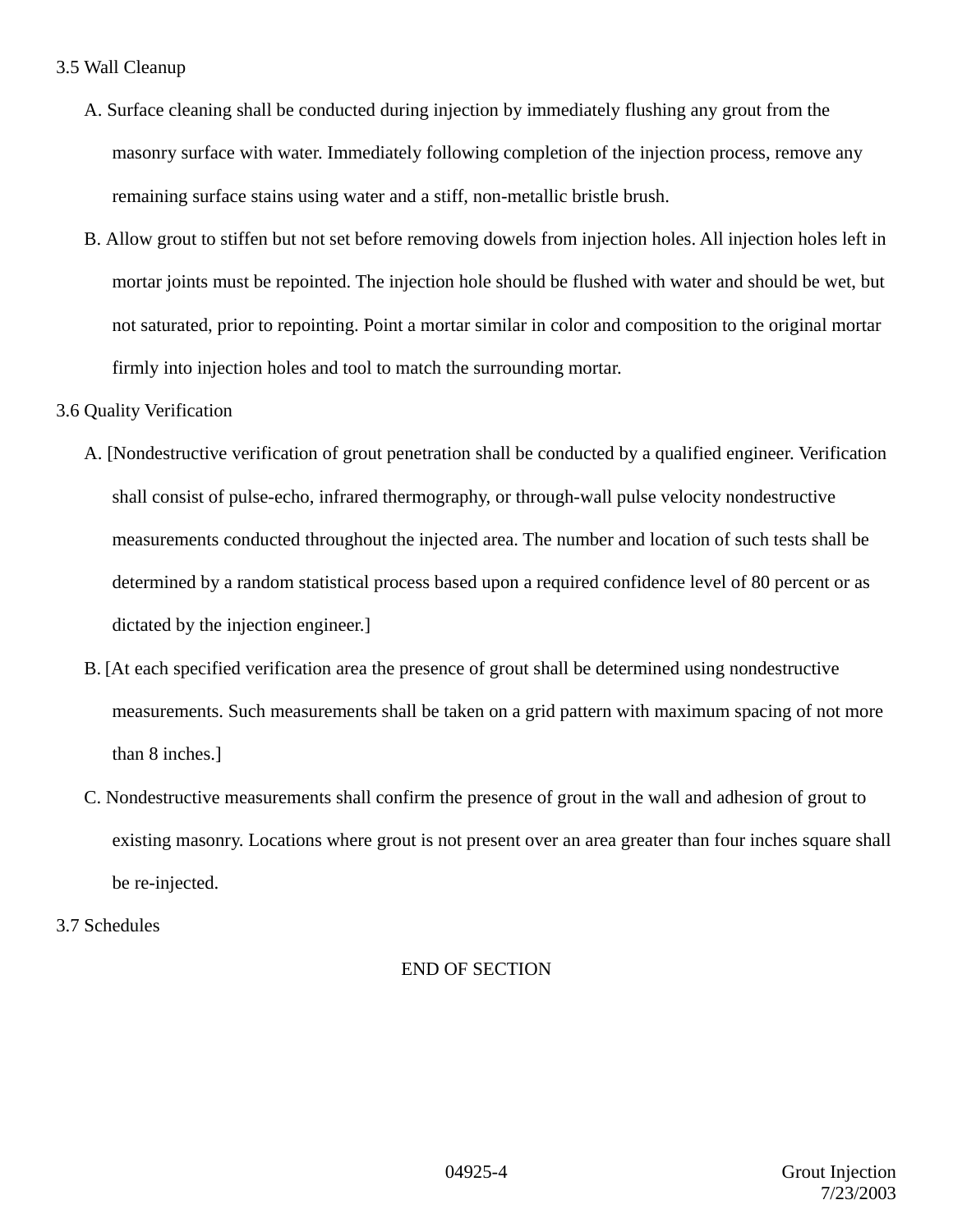### 3.5 Wall Cleanup

A. Surface cleaning shall be conducted during injection by immediately flushing any grout from the masonry surface with water. Immediately following completion of the injection process, remove any remaining surface stains using water and a stiff, non-metallic bristle brush.

B. Allow grout to stiffen but not set before removing dowels from injection holes. All injection holes left in mortar joints must be repointed. The injection hole should be flushed with water and should be wet, but not saturated, prior to repointing. Point a mortar similar in color and composition to the original mortar firmly into injection holes and tool to match the surrounding mortar.

### 3.6 Quality Verification

A. [Nondestructive verification of grout penetration shall be conducted by a qualified engineer. Verification shall consist of pulse-echo, infrared thermography, or through-wall pulse velocity nondestructive measurements conducted throughout the injected area. The number and location of such tests shall be determined by a random statistical process based upon a required confidence level of 80 percent or as dictated by the injection engineer.]

B. [At each specified verification area the presence of grout shall be determined using nondestructive measurements. Such measurements shall be taken on a grid pattern with maximum spacing of not more than 8 inches.]

C. Nondestructive measurements shall confirm the presence of grout in the wall and adhesion of grout to existing masonry. Locations where grout is not present over an area greater than four inches square shall be re-injected.

### 3.7 Schedules

END OF SECTION